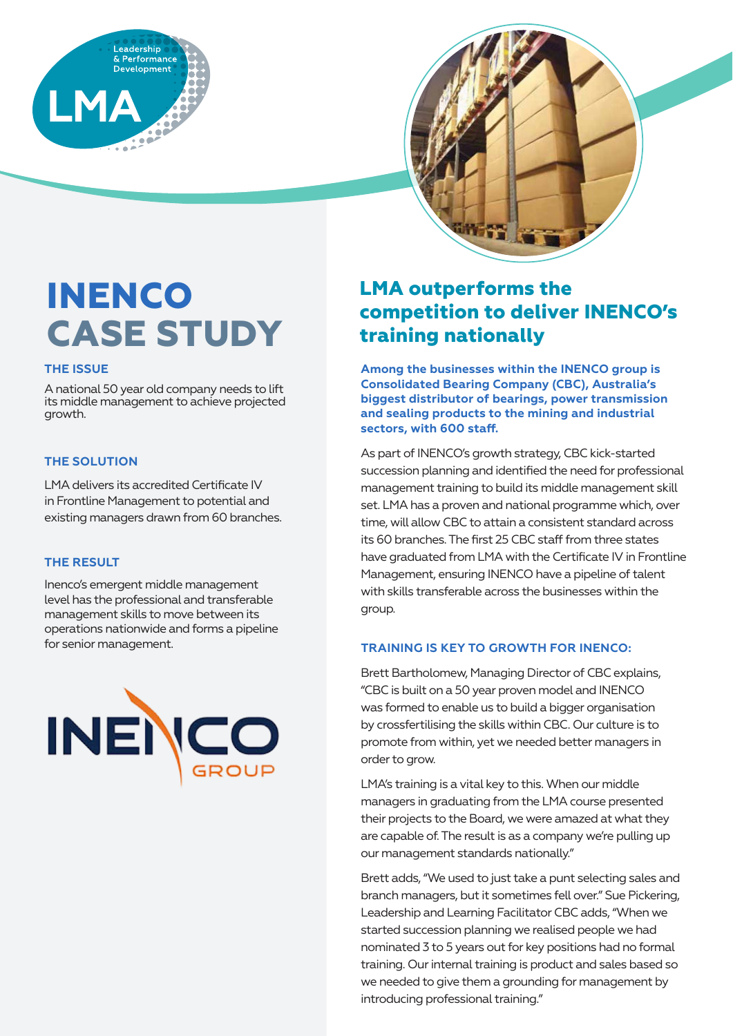Leadership & Performance Development

LMA

# INENCO CASE STUDY

### THE ISSUE

A national 50 year old company needs to lift its middle management to achieve projected growth.

### THE SOLUTION

LMA delivers its accredited Certificate IV in Frontline Management to potential and existing managers drawn from 60 branches.

### THE RESULT

Inenco's emergent middle management level has the professional and transferable management skills to move between its operations nationwide and forms a pipeline for senior management.

INENCO GROUP

## LMA outperforms the competition to deliver INENCO's training nationally

**Among the businesses within the INENCO group is Consolidated Bearing Company (CBC), Australia's biggest distributor of bearings, power transmission and sealing products to the mining and industrial sectors, with 600 staff.**

As part of INENCO's growth strategy, CBC kick-started succession planning and identified the need for professional management training to build its middle management skill set. LMA has a proven and national programme which, over time, will allow CBC to attain a consistent standard across its 60 branches. The first 25 CBC staff from three states have graduated from LMA with the Certificate IV in Frontline Management, ensuring INENCO have a pipeline of talent with skills transferable across the businesses within the group.

### TRAINING IS KEY TO GROWTH FOR INENCO:

Brett Bartholomew, Managing Director of CBC explains, "CBC is built on a 50 year proven model and INENCO was formed to enable us to build a bigger organisation by crossfertilising the skills within CBC. Our culture is to promote from within, yet we needed better managers in order to grow.

LMA's training is a vital key to this. When our middle managers in graduating from the LMA course presented their projects to the Board, we were amazed at what they are capable of. The result is as a company we're pulling up our management standards nationally."

Brett adds, "We used to just take a punt selecting sales and branch managers, but it sometimes fell over." Sue Pickering, Leadership and Learning Facilitator CBC adds, "When we started succession planning we realised people we had nominated 3 to 5 years out for key positions had no formal training. Our internal training is product and sales based so we needed to give them a grounding for management by introducing professional training."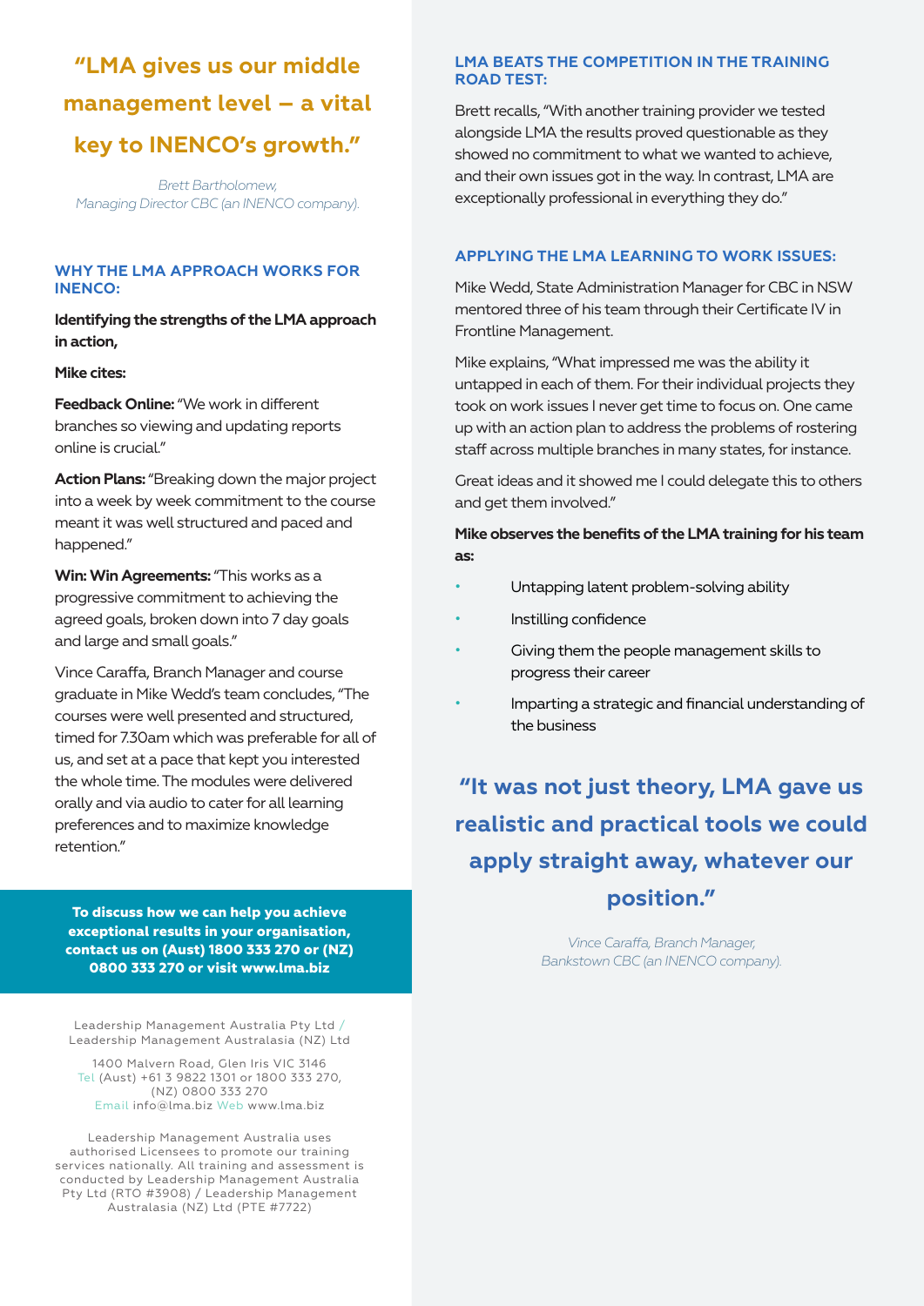## "LMA gives us our middle management level – a vital key to INENCO's growth."

*Brett Bartholomew, Managing Director CBC (an INENCO company).*

### WHY THE LMA APPROACH WORKS FOR INENCO:

**Identifying the strengths of the LMA approach in action,**

**Mike cites:**

**Feedback Online:** "We work in different branches so viewing and updating reports online is crucial."

**Action Plans:** "Breaking down the major project into a week by week commitment to the course meant it was well structured and paced and happened."

**Win: Win Agreements:** "This works as a progressive commitment to achieving the agreed goals, broken down into 7 day goals and large and small goals."

Vince Caraffa, Branch Manager and course graduate in Mike Wedd's team concludes, "The courses were well presented and structured, timed for 7.30am which was preferable for all of us, and set at a pace that kept you interested the whole time. The modules were delivered orally and via audio to cater for all learning preferences and to maximize knowledge retention."

**To discuss how we can help you achieve exceptional results in your organisation, contact us on (Aust) 1800 333 270 or (NZ) 0800 333 270 or visit www.lma.biz**

Leadership Management Australia Pty Ltd / Leadership Management Australasia (NZ) Ltd

1400 Malvern Road, Glen Iris VIC 3146
Tel (Aust) +61 3 9822 1301 or 1800 333 270, (NZ) 0800 333 270
Email info@lma.biz Web www.lma.biz

Leadership Management Australia uses authorised Licensees to promote our training services nationally. All training and assessment is conducted by Leadership Management Australia Pty Ltd (RTO #3908) / Leadership Management Australasia (NZ) Ltd (PTE #7722)

### LMA BEATS THE COMPETITION IN THE TRAINING ROAD TEST:

Brett recalls, "With another training provider we tested alongside LMA the results proved questionable as they showed no commitment to what we wanted to achieve, and their own issues got in the way. In contrast, LMA are exceptionally professional in everything they do."

### APPLYING THE LMA LEARNING TO WORK ISSUES:

Mike Wedd, State Administration Manager for CBC in NSW mentored three of his team through their Certificate IV in Frontline Management.

Mike explains, "What impressed me was the ability it untapped in each of them. For their individual projects they took on work issues I never get time to focus on. One came up with an action plan to address the problems of rostering staff across multiple branches in many states, for instance.

Great ideas and it showed me I could delegate this to others and get them involved."

**Mike observes the benefits of the LMA training for his team as:**

- Untapping latent problem-solving ability
- Instilling confidence
- Giving them the people management skills to progress their career
- Imparting a strategic and financial understanding of the business

## "It was not just theory, LMA gave us realistic and practical tools we could apply straight away, whatever our position."

*Vince Caraffa, Branch Manager, Bankstown CBC (an INENCO company).*